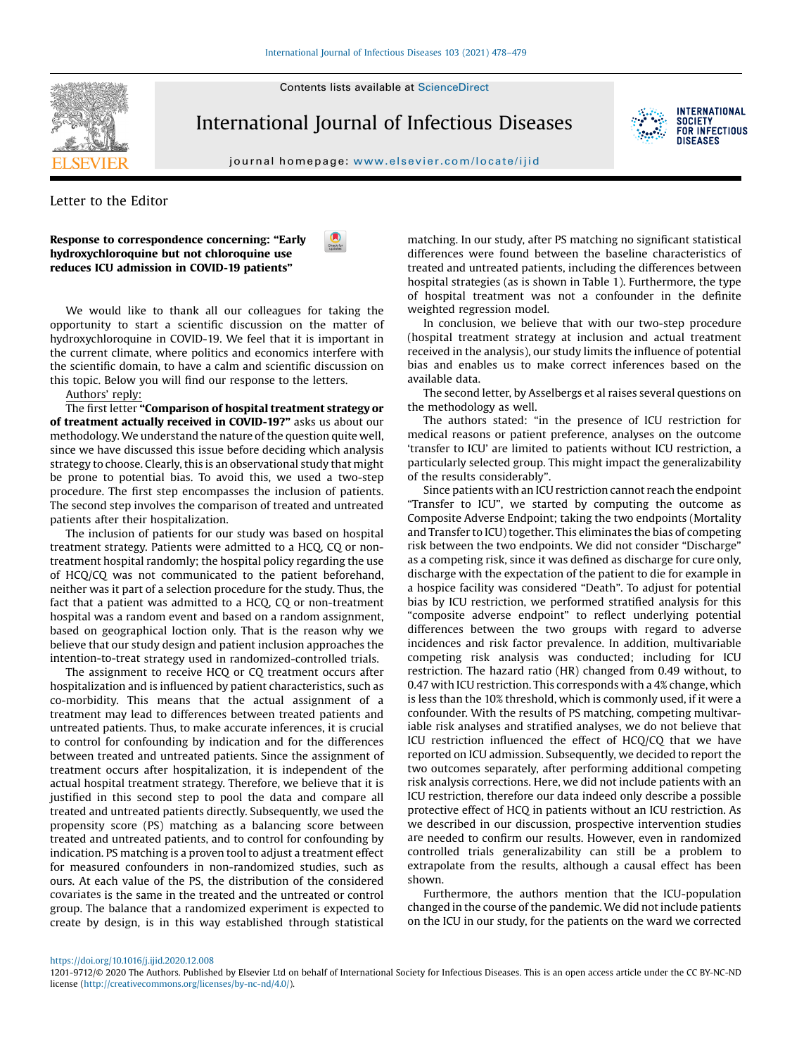Letter to the Editor

# Response to correspondence concerning: "Early hydroxychloroquine but not chloroquine use reduces ICU admission in COVID-19 patients"

We would like to thank all our colleagues for taking the opportunity to start a scientific discussion on the matter of hydroxychloroquine in COVID-19. We feel that it is important in the current climate, where politics and economics interfere with the scientific domain, to have a calm and scientific discussion on this topic. Below you will find our response to the letters.

Authors' reply:

The first letter **"Comparison of hospital treatment strategy or of treatment actually received in COVID-19?"** asks us about our methodology. We understand the nature of the question quite well, since we have discussed this issue before deciding which analysis strategy to choose. Clearly, this is an observational study that might be prone to potential bias. To avoid this, we used a two-step procedure. The first step encompasses the inclusion of patients. The second step involves the comparison of treated and untreated patients after their hospitalization.

The inclusion of patients for our study was based on hospital treatment strategy. Patients were admitted to a HCQ, CQ or non-treatment hospital randomly; the hospital policy regarding the use of HCQ/CQ was not communicated to the patient beforehand, neither was it part of a selection procedure for the study. Thus, the fact that a patient was admitted to a HCQ, CQ or non-treatment hospital was a random event and based on a random assignment, based on geographical loction only. That is the reason why we believe that our study design and patient inclusion approaches the intention-to-treat strategy used in randomized-controlled trials.

The assignment to receive HCQ or CQ treatment occurs after hospitalization and is influenced by patient characteristics, such as co-morbidity. This means that the actual assignment of a treatment may lead to differences between treated patients and untreated patients. Thus, to make accurate inferences, it is crucial to control for confounding by indication and for the differences between treated and untreated patients. Since the assignment of treatment occurs after hospitalization, it is independent of the actual hospital treatment strategy. Therefore, we believe that it is justified in this second step to pool the data and compare all treated and untreated patients directly. Subsequently, we used the propensity score (PS) matching as a balancing score between treated and untreated patients, and to control for confounding by indication. PS matching is a proven tool to adjust a treatment effect for measured confounders in non-randomized studies, such as ours. At each value of the PS, the distribution of the considered covariates is the same in the treated and the untreated or control group. The balance that a randomized experiment is expected to create by design, is in this way established through statistical matching. In our study, after PS matching no significant statistical differences were found between the baseline characteristics of treated and untreated patients, including the differences between hospital strategies (as is shown in Table 1). Furthermore, the type of hospital treatment was not a confounder in the definite weighted regression model.

In conclusion, we believe that with our two-step procedure (hospital treatment strategy at inclusion and actual treatment received in the analysis), our study limits the influence of potential bias and enables us to make correct inferences based on the available data.

The second letter, by Asselbergs et al raises several questions on the methodology as well.

The authors stated: "in the presence of ICU restriction for medical reasons or patient preference, analyses on the outcome 'transfer to ICU' are limited to patients without ICU restriction, a particularly selected group. This might impact the generalizability of the results considerably".

Since patients with an ICU restriction cannot reach the endpoint "Transfer to ICU", we started by computing the outcome as Composite Adverse Endpoint; taking the two endpoints (Mortality and Transfer to ICU) together. This eliminates the bias of competing risk between the two endpoints. We did not consider "Discharge" as a competing risk, since it was defined as discharge for cure only, discharge with the expectation of the patient to die for example in a hospice facility was considered "Death". To adjust for potential bias by ICU restriction, we performed stratified analysis for this "composite adverse endpoint" to reflect underlying potential differences between the two groups with regard to adverse incidences and risk factor prevalence. In addition, multivariable competing risk analysis was conducted; including for ICU restriction. The hazard ratio (HR) changed from 0.49 without, to 0.47 with ICU restriction. This corresponds with a 4% change, which is less than the 10% threshold, which is commonly used, if it were a confounder. With the results of PS matching, competing multivariable risk analyses and stratified analyses, we do not believe that ICU restriction influenced the effect of HCQ/CQ that we have reported on ICU admission. Subsequently, we decided to report the two outcomes separately, after performing additional competing risk analysis corrections. Here, we did not include patients with an ICU restriction, therefore our data indeed only describe a possible protective effect of HCQ in patients without an ICU restriction. As we described in our discussion, prospective intervention studies are needed to confirm our results. However, even in randomized controlled trials generalizability can still be a problem to extrapolate from the results, although a causal effect has been shown.

Furthermore, the authors mention that the ICU-population changed in the course of the pandemic. We did not include patients on the ICU in our study, for the patients on the ward we corrected

https://doi.org/10.1016/j.ijid.2020.12.008

1201-9712/© 2020 The Authors. Published by Elsevier Ltd on behalf of International Society for Infectious Diseases. This is an open access article under the CC BY-NC-ND license (http://creativecommons.org/licenses/by-nc-nd/4.0/).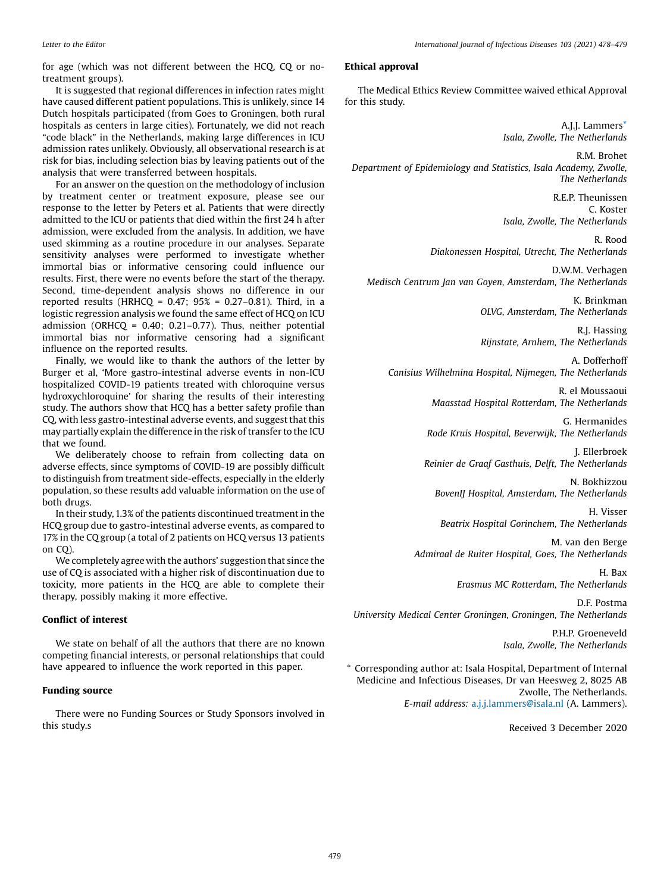for age (which was not different between the HCQ, CQ or no-treatment groups).

It is suggested that regional differences in infection rates might have caused different patient populations. This is unlikely, since 14 Dutch hospitals participated (from Goes to Groningen, both rural hospitals as centers in large cities). Fortunately, we did not reach "code black" in the Netherlands, making large differences in ICU admission rates unlikely. Obviously, all observational research is at risk for bias, including selection bias by leaving patients out of the analysis that were transferred between hospitals.

For an answer on the question on the methodology of inclusion by treatment center or treatment exposure, please see our response to the letter by Peters et al. Patients that were directly admitted to the ICU or patients that died within the first 24 h after admission, were excluded from the analysis. In addition, we have used skimming as a routine procedure in our analyses. Separate sensitivity analyses were performed to investigate whether immortal bias or informative censoring could influence our results. First, there were no events before the start of the therapy. Second, time-dependent analysis shows no difference in our reported results ($HR_{HCQ}$ = 0.47; 95% = 0.27–0.81). Third, in a logistic regression analysis we found the same effect of HCQ on ICU admission ($OR_{HCQ}$ = 0.40; 0.21–0.77). Thus, neither potential immortal bias nor informative censoring had a significant influence on the reported results.

Finally, we would like to thank the authors of the letter by Burger et al, 'More gastro-intestinal adverse events in non-ICU hospitalized COVID-19 patients treated with chloroquine versus hydroxychloroquine' for sharing the results of their interesting study. The authors show that HCQ has a better safety profile than CQ, with less gastro-intestinal adverse events, and suggest that this may partially explain the difference in the risk of transfer to the ICU that we found.

We deliberately choose to refrain from collecting data on adverse effects, since symptoms of COVID-19 are possibly difficult to distinguish from treatment side-effects, especially in the elderly population, so these results add valuable information on the use of both drugs.

In their study, 1.3% of the patients discontinued treatment in the HCQ group due to gastro-intestinal adverse events, as compared to 17% in the CQ group (a total of 2 patients on HCQ versus 13 patients on CQ).

We completely agree with the authors' suggestion that since the use of CQ is associated with a higher risk of discontinuation due to toxicity, more patients in the HCQ are able to complete their therapy, possibly making it more effective.

## Conflict of interest

We state on behalf of all the authors that there are no known competing financial interests, or personal relationships that could have appeared to influence the work reported in this paper.

## Funding source

There were no Funding Sources or Study Sponsors involved in this study.s

## Ethical approval

The Medical Ethics Review Committee waived ethical Approval for this study.

A.J.J. Lammers*
*Isala, Zwolle, The Netherlands*

R.M. Brohet
*Department of Epidemiology and Statistics, Isala Academy, Zwolle, The Netherlands*

R.E.P. Theunissen
C. Koster
*Isala, Zwolle, The Netherlands*

R. Rood
*Diakonessen Hospital, Utrecht, The Netherlands*

D.W.M. Verhagen
*Medisch Centrum Jan van Goyen, Amsterdam, The Netherlands*

K. Brinkman
*OLVG, Amsterdam, The Netherlands*

R.J. Hassing
*Rijnstate, Arnhem, The Netherlands*

A. Dofferhoff
*Canisius Wilhelmina Hospital, Nijmegen, The Netherlands*

R. el Moussaoui
*Maasstad Hospital Rotterdam, The Netherlands*

G. Hermanides
*Rode Kruis Hospital, Beverwijk, The Netherlands*

J. Ellerbroek
*Reinier de Graaf Gasthuis, Delft, The Netherlands*

N. Bokhizzou
*BovenIJ Hospital, Amsterdam, The Netherlands*

H. Visser
*Beatrix Hospital Gorinchem, The Netherlands*

M. van den Berge
*Admiraal de Ruiter Hospital, Goes, The Netherlands*

H. Bax
*Erasmus MC Rotterdam, The Netherlands*

D.F. Postma
*University Medical Center Groningen, Groningen, The Netherlands*

P.H.P. Groeneveld
*Isala, Zwolle, The Netherlands*

* Corresponding author at: Isala Hospital, Department of Internal Medicine and Infectious Diseases, Dr van Heesweg 2, 8025 AB Zwolle, The Netherlands.
*E-mail address:* a.j.j.lammers@isala.nl (A. Lammers).

Received 3 December 2020